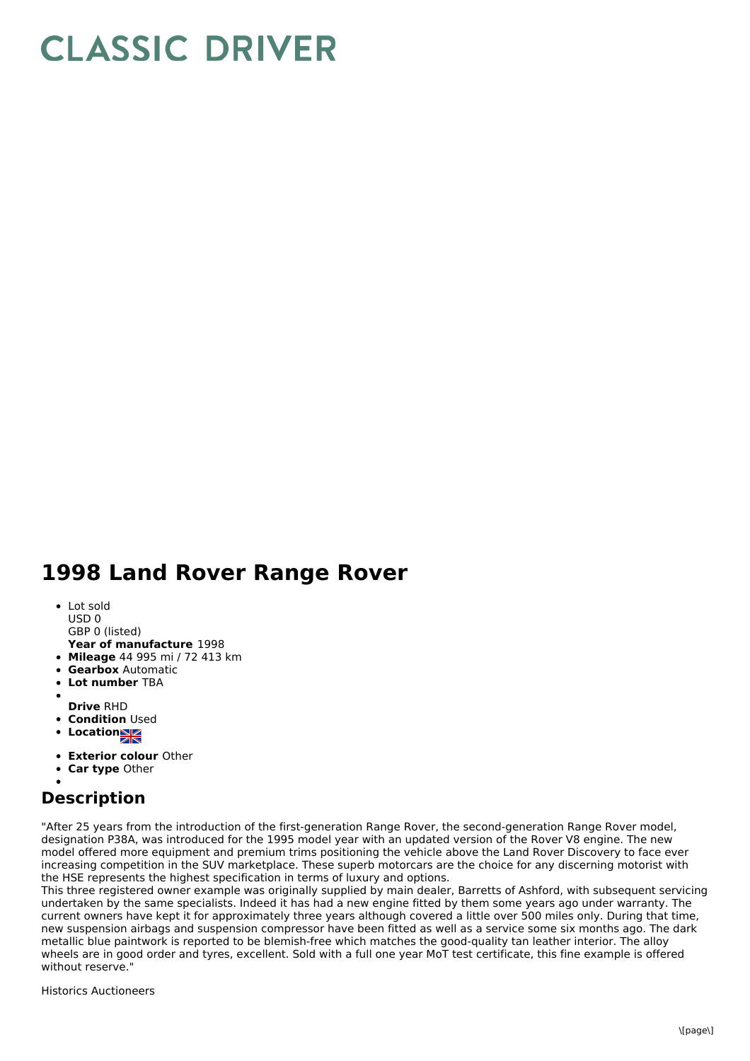# CLASSIC DRIVER

# 1998 Land Rover Range Rover

- Lot sold
  USD 0
  GBP 0 (listed)
  **Year of manufacture** 1998
- **Mileage** 44 995 mi / 72 413 km
- **Gearbox** Automatic
- **Lot number** TBA
- **Drive** RHD
- **Condition** Used
- **Location**
- **Exterior colour** Other
- **Car type** Other

## Description

"After 25 years from the introduction of the first-generation Range Rover, the second-generation Range Rover model, designation P38A, was introduced for the 1995 model year with an updated version of the Rover V8 engine. The new model offered more equipment and premium trims positioning the vehicle above the Land Rover Discovery to face ever increasing competition in the SUV marketplace. These superb motorcars are the choice for any discerning motorist with the HSE represents the highest specification in terms of luxury and options.
This three registered owner example was originally supplied by main dealer, Barretts of Ashford, with subsequent servicing undertaken by the same specialists. Indeed it has had a new engine fitted by them some years ago under warranty. The current owners have kept it for approximately three years although covered a little over 500 miles only. During that time, new suspension airbags and suspension compressor have been fitted as well as a service some six months ago. The dark metallic blue paintwork is reported to be blemish-free which matches the good-quality tan leather interior. The alloy wheels are in good order and tyres, excellent. Sold with a full one year MoT test certificate, this fine example is offered without reserve."

Historics Auctioneers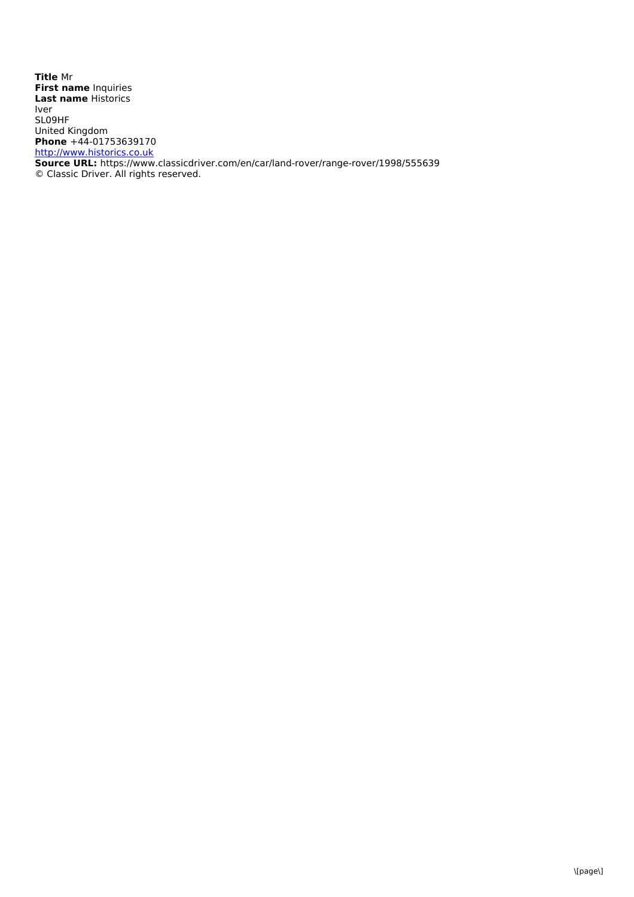**Title** Mr
**First name** Inquiries
**Last name** Historics
Iver
SL09HF
United Kingdom
**Phone** +44-01753639170
[http://www.historics.co.uk](http://www.historics.co.uk)
**Source URL:** https://www.classicdriver.com/en/car/land-rover/range-rover/1998/555639
© Classic Driver. All rights reserved.